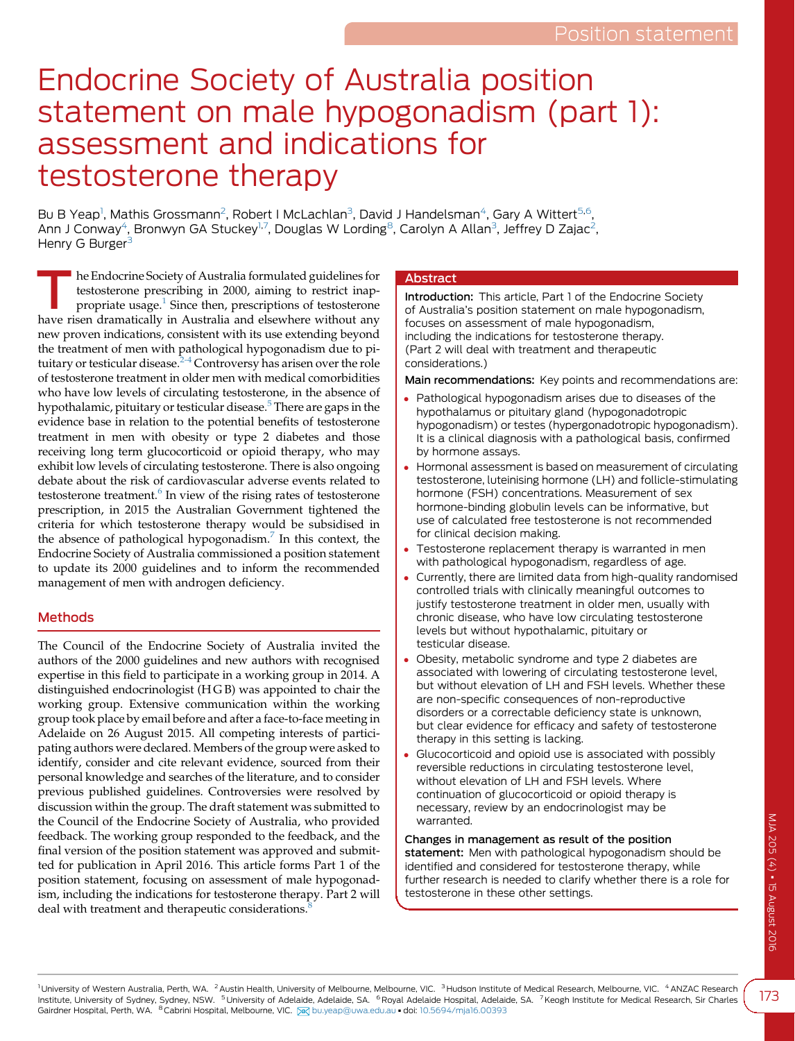Position statement

# Endocrine Society of Australia position statement on male hypogonadism (part 1): assessment and indications for testosterone therapy

Bu B Yeap[1], Mathis Grossmann[2], Robert I McLachlan[3], David J Handelsman[4], Gary A Wittert[5,6], Ann J Conway[4], Bronwyn GA Stuckey[1,7], Douglas W Lording[8], Carolyn A Allan[3], Jeffrey D Zajac[2], Henry G Burger[3]

The Endocrine Society of Australia formulated guidelines for testosterone prescribing in 2000, aiming to restrict inappropriate usage.[1] Since then, prescriptions of testosterone have risen dramatically in Australia and elsewhere without any new proven indications, consistent with its use extending beyond the treatment of men with pathological hypogonadism due to pituitary or testicular disease.[2-4] Controversy has arisen over the role of testosterone treatment in older men with medical comorbidities who have low levels of circulating testosterone, in the absence of hypothalamic, pituitary or testicular disease.[5] There are gaps in the evidence base in relation to the potential benefits of testosterone treatment in men with obesity or type 2 diabetes and those receiving long term glucocorticoid or opioid therapy, who may exhibit low levels of circulating testosterone. There is also ongoing debate about the risk of cardiovascular adverse events related to testosterone treatment.[6] In view of the rising rates of testosterone prescription, in 2015 the Australian Government tightened the criteria for which testosterone therapy would be subsidised in the absence of pathological hypogonadism.[7] In this context, the Endocrine Society of Australia commissioned a position statement to update its 2000 guidelines and to inform the recommended management of men with androgen deficiency.

## Methods

The Council of the Endocrine Society of Australia invited the authors of the 2000 guidelines and new authors with recognised expertise in this field to participate in a working group in 2014. A distinguished endocrinologist (HGB) was appointed to chair the working group. Extensive communication within the working group took place by email before and after a face-to-face meeting in Adelaide on 26 August 2015. All competing interests of participating authors were declared. Members of the group were asked to identify, consider and cite relevant evidence, sourced from their personal knowledge and searches of the literature, and to consider previous published guidelines. Controversies were resolved by discussion within the group. The draft statement was submitted to the Council of the Endocrine Society of Australia, who provided feedback. The working group responded to the feedback, and the final version of the position statement was approved and submitted for publication in April 2016. This article forms Part 1 of the position statement, focusing on assessment of male hypogonadism, including the indications for testosterone therapy. Part 2 will deal with treatment and therapeutic considerations.[8]

## Abstract

**Introduction:** This article, Part 1 of the Endocrine Society of Australia's position statement on male hypogonadism, focuses on assessment of male hypogonadism, including the indications for testosterone therapy. (Part 2 will deal with treatment and therapeutic considerations.)

**Main recommendations:** Key points and recommendations are:

- Pathological hypogonadism arises due to diseases of the hypothalamus or pituitary gland (hypogonadotropic hypogonadism) or testes (hypergonadotropic hypogonadism). It is a clinical diagnosis with a pathological basis, confirmed by hormone assays.
- Hormonal assessment is based on measurement of circulating testosterone, luteinising hormone (LH) and follicle-stimulating hormone (FSH) concentrations. Measurement of sex hormone-binding globulin levels can be informative, but use of calculated free testosterone is not recommended for clinical decision making.
- Testosterone replacement therapy is warranted in men with pathological hypogonadism, regardless of age.
- Currently, there are limited data from high-quality randomised controlled trials with clinically meaningful outcomes to justify testosterone treatment in older men, usually with chronic disease, who have low circulating testosterone levels but without hypothalamic, pituitary or testicular disease.
- Obesity, metabolic syndrome and type 2 diabetes are associated with lowering of circulating testosterone level, but without elevation of LH and FSH levels. Whether these are non-specific consequences of non-reproductive disorders or a correctable deficiency state is unknown, but clear evidence for efficacy and safety of testosterone therapy in this setting is lacking.
- Glucocorticoid and opioid use is associated with possibly reversible reductions in circulating testosterone level, without elevation of LH and FSH levels. Where continuation of glucocorticoid or opioid therapy is necessary, review by an endocrinologist may be warranted.

**Changes in management as result of the position statement:** Men with pathological hypogonadism should be identified and considered for testosterone therapy, while further research is needed to clarify whether there is a role for testosterone in these other settings.

[1] University of Western Australia, Perth, WA. [2] Austin Health, University of Melbourne, Melbourne, VIC. [3] Hudson Institute of Medical Research, Melbourne, VIC. [4] ANZAC Research Institute, University of Sydney, Sydney, NSW. [5] University of Adelaide, Adelaide, SA. [6] Royal Adelaide Hospital, Adelaide, SA. [7] Keogh Institute for Medical Research, Sir Charles Gairdner Hospital, Perth, WA. [8] Cabrini Hospital, Melbourne, VIC. bu.yeap@uwa.edu.au • doi: 10.5694/mja16.00393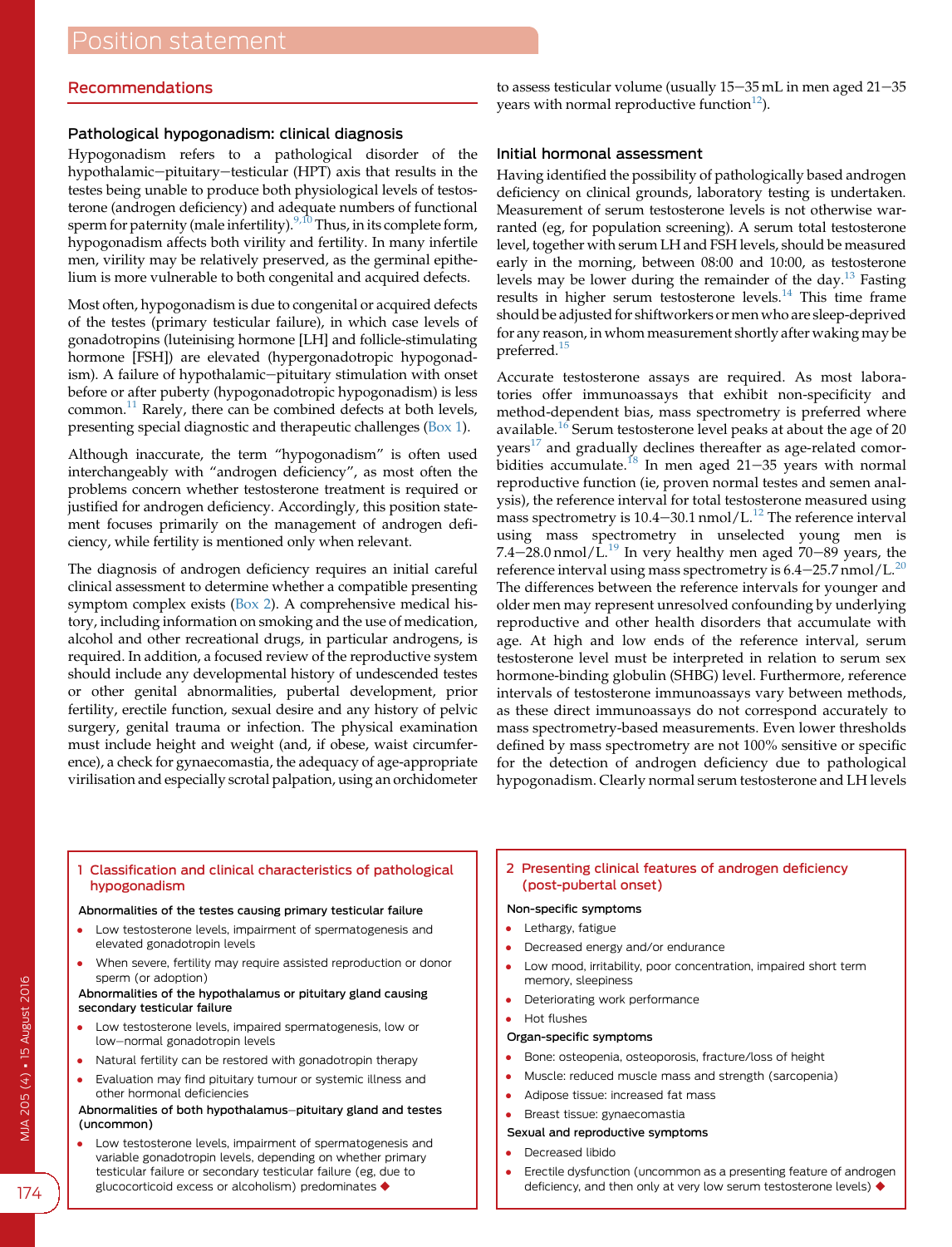## Recommendations

### Pathological hypogonadism: clinical diagnosis

Hypogonadism refers to a pathological disorder of the hypothalamic–pituitary–testicular (HPT) axis that results in the testes being unable to produce both physiological levels of testosterone (androgen deficiency) and adequate numbers of functional sperm for paternity (male infertility).[9,10] Thus, in its complete form, hypogonadism affects both virility and fertility. In many infertile men, virility may be relatively preserved, as the germinal epithelium is more vulnerable to both congenital and acquired defects.

Most often, hypogonadism is due to congenital or acquired defects of the testes (primary testicular failure), in which case levels of gonadotropins (luteinising hormone [LH] and follicle-stimulating hormone [FSH]) are elevated (hypergonadotropic hypogonadism). A failure of hypothalamic–pituitary stimulation with onset before or after puberty (hypogonadotropic hypogonadism) is less common.[11] Rarely, there can be combined defects at both levels, presenting special diagnostic and therapeutic challenges (Box 1).

Although inaccurate, the term "hypogonadism" is often used interchangeably with "androgen deficiency", as most often the problems concern whether testosterone treatment is required or justified for androgen deficiency. Accordingly, this position statement focuses primarily on the management of androgen deficiency, while fertility is mentioned only when relevant.

The diagnosis of androgen deficiency requires an initial careful clinical assessment to determine whether a compatible presenting symptom complex exists (Box 2). A comprehensive medical history, including information on smoking and the use of medication, alcohol and other recreational drugs, in particular androgens, is required. In addition, a focused review of the reproductive system should include any developmental history of undescended testes or other genital abnormalities, pubertal development, prior fertility, erectile function, sexual desire and any history of pelvic surgery, genital trauma or infection. The physical examination must include height and weight (and, if obese, waist circumference), a check for gynaecomastia, the adequacy of age-appropriate virilisation and especially scrotal palpation, using an orchidometer to assess testicular volume (usually 15–35 mL in men aged 21–35 years with normal reproductive function[12]).

### Initial hormonal assessment

Having identified the possibility of pathologically based androgen deficiency on clinical grounds, laboratory testing is undertaken. Measurement of serum testosterone levels is not otherwise warranted (eg, for population screening). A serum total testosterone level, together with serum LH and FSH levels, should be measured early in the morning, between 08:00 and 10:00, as testosterone levels may be lower during the remainder of the day.[13] Fasting results in higher serum testosterone levels.[14] This time frame should be adjusted for shiftworkers or men who are sleep-deprived for any reason, in whom measurement shortly after waking may be preferred.[15]

Accurate testosterone assays are required. As most laboratories offer immunoassays that exhibit non-specificity and method-dependent bias, mass spectrometry is preferred where available.[16] Serum testosterone level peaks at about the age of 20 years[17] and gradually declines thereafter as age-related comorbidities accumulate.[18] In men aged 21–35 years with normal reproductive function (ie, proven normal testes and semen analysis), the reference interval for total testosterone measured using mass spectrometry is 10.4–30.1 nmol/L.[12] The reference interval using mass spectrometry in unselected young men is 7.4–28.0 nmol/L.[19] In very healthy men aged 70–89 years, the reference interval using mass spectrometry is 6.4–25.7 nmol/L.[20] The differences between the reference intervals for younger and older men may represent unresolved confounding by underlying reproductive and other health disorders that accumulate with age. At high and low ends of the reference interval, serum testosterone level must be interpreted in relation to serum sex hormone-binding globulin (SHBG) level. Furthermore, reference intervals of testosterone immunoassays vary between methods, as these direct immunoassays do not correspond accurately to mass spectrometry-based measurements. Even lower thresholds defined by mass spectrometry are not 100% sensitive or specific for the detection of androgen deficiency due to pathological hypogonadism. Clearly normal serum testosterone and LH levels

---

**1 Classification and clinical characteristics of pathological hypogonadism**

**Abnormalities of the testes causing primary testicular failure**

- Low testosterone levels, impairment of spermatogenesis and elevated gonadotropin levels
- When severe, fertility may require assisted reproduction or donor sperm (or adoption)

**Abnormalities of the hypothalamus or pituitary gland causing secondary testicular failure**

- Low testosterone levels, impaired spermatogenesis, low or low–normal gonadotropin levels
- Natural fertility can be restored with gonadotropin therapy
- Evaluation may find pituitary tumour or systemic illness and other hormonal deficiencies

**Abnormalities of both hypothalamus–pituitary gland and testes (uncommon)**

- Low testosterone levels, impairment of spermatogenesis and variable gonadotropin levels, depending on whether primary testicular failure or secondary testicular failure (eg, due to glucocorticoid excess or alcoholism) predominates ◆

---

**2 Presenting clinical features of androgen deficiency (post-pubertal onset)**

**Non-specific symptoms**

- Lethargy, fatigue
- Decreased energy and/or endurance
- Low mood, irritability, poor concentration, impaired short term memory, sleepiness
- Deteriorating work performance
- Hot flushes

**Organ-specific symptoms**

- Bone: osteopenia, osteoporosis, fracture/loss of height
- Muscle: reduced muscle mass and strength (sarcopenia)
- Adipose tissue: increased fat mass
- Breast tissue: gynaecomastia

**Sexual and reproductive symptoms**

- Decreased libido
- Erectile dysfunction (uncommon as a presenting feature of androgen deficiency, and then only at very low serum testosterone levels) ◆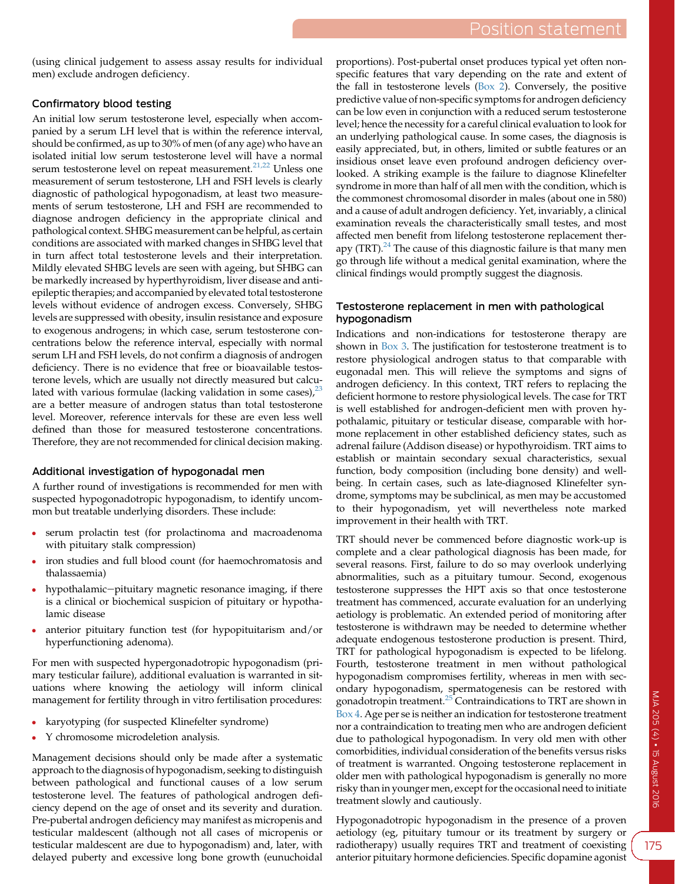(using clinical judgement to assess assay results for individual men) exclude androgen deficiency.

### Confirmatory blood testing

An initial low serum testosterone level, especially when accompanied by a serum LH level that is within the reference interval, should be confirmed, as up to 30% of men (of any age) who have an isolated initial low serum testosterone level will have a normal serum testosterone level on repeat measurement.[21,22] Unless one measurement of serum testosterone, LH and FSH levels is clearly diagnostic of pathological hypogonadism, at least two measurements of serum testosterone, LH and FSH are recommended to diagnose androgen deficiency in the appropriate clinical and pathological context. SHBG measurement can be helpful, as certain conditions are associated with marked changes in SHBG level that in turn affect total testosterone levels and their interpretation. Mildly elevated SHBG levels are seen with ageing, but SHBG can be markedly increased by hyperthyroidism, liver disease and anti-epileptic therapies; and accompanied by elevated total testosterone levels without evidence of androgen excess. Conversely, SHBG levels are suppressed with obesity, insulin resistance and exposure to exogenous androgens; in which case, serum testosterone concentrations below the reference interval, especially with normal serum LH and FSH levels, do not confirm a diagnosis of androgen deficiency. There is no evidence that free or bioavailable testosterone levels, which are usually not directly measured but calculated with various formulae (lacking validation in some cases),[23] are a better measure of androgen status than total testosterone level. Moreover, reference intervals for these are even less well defined than those for measured testosterone concentrations. Therefore, they are not recommended for clinical decision making.

### Additional investigation of hypogonadal men

A further round of investigations is recommended for men with suspected hypogonadotropic hypogonadism, to identify uncommon but treatable underlying disorders. These include:

- serum prolactin test (for prolactinoma and macroadenoma with pituitary stalk compression)
- iron studies and full blood count (for haemochromatosis and thalassaemia)
- hypothalamic−pituitary magnetic resonance imaging, if there is a clinical or biochemical suspicion of pituitary or hypothalamic disease
- anterior pituitary function test (for hypopituitarism and/or hyperfunctioning adenoma).

For men with suspected hypergonadotropic hypogonadism (primary testicular failure), additional evaluation is warranted in situations where knowing the aetiology will inform clinical management for fertility through in vitro fertilisation procedures:

- karyotyping (for suspected Klinefelter syndrome)
- Y chromosome microdeletion analysis.

Management decisions should only be made after a systematic approach to the diagnosis of hypogonadism, seeking to distinguish between pathological and functional causes of a low serum testosterone level. The features of pathological androgen deficiency depend on the age of onset and its severity and duration. Pre-pubertal androgen deficiency may manifest as micropenis and testicular maldescent (although not all cases of micropenis or testicular maldescent are due to hypogonadism) and, later, with delayed puberty and excessive long bone growth (eunuchoidal proportions). Post-pubertal onset produces typical yet often non-specific features that vary depending on the rate and extent of the fall in testosterone levels (Box 2). Conversely, the positive predictive value of non-specific symptoms for androgen deficiency can be low even in conjunction with a reduced serum testosterone level; hence the necessity for a careful clinical evaluation to look for an underlying pathological cause. In some cases, the diagnosis is easily appreciated, but, in others, limited or subtle features or an insidious onset leave even profound androgen deficiency overlooked. A striking example is the failure to diagnose Klinefelter syndrome in more than half of all men with the condition, which is the commonest chromosomal disorder in males (about one in 580) and a cause of adult androgen deficiency. Yet, invariably, a clinical examination reveals the characteristically small testes, and most affected men benefit from lifelong testosterone replacement therapy (TRT).[24] The cause of this diagnostic failure is that many men go through life without a medical genital examination, where the clinical findings would promptly suggest the diagnosis.

### Testosterone replacement in men with pathological hypogonadism

Indications and non-indications for testosterone therapy are shown in Box 3. The justification for testosterone treatment is to restore physiological androgen status to that comparable with eugonadal men. This will relieve the symptoms and signs of androgen deficiency. In this context, TRT refers to replacing the deficient hormone to restore physiological levels. The case for TRT is well established for androgen-deficient men with proven hypothalamic, pituitary or testicular disease, comparable with hormone replacement in other established deficiency states, such as adrenal failure (Addison disease) or hypothyroidism. TRT aims to establish or maintain secondary sexual characteristics, sexual function, body composition (including bone density) and well-being. In certain cases, such as late-diagnosed Klinefelter syndrome, symptoms may be subclinical, as men may be accustomed to their hypogonadism, yet will nevertheless note marked improvement in their health with TRT.

TRT should never be commenced before diagnostic work-up is complete and a clear pathological diagnosis has been made, for several reasons. First, failure to do so may overlook underlying abnormalities, such as a pituitary tumour. Second, exogenous testosterone suppresses the HPT axis so that once testosterone treatment has commenced, accurate evaluation for an underlying aetiology is problematic. An extended period of monitoring after testosterone is withdrawn may be needed to determine whether adequate endogenous testosterone production is present. Third, TRT for pathological hypogonadism is expected to be lifelong. Fourth, testosterone treatment in men without pathological hypogonadism compromises fertility, whereas in men with secondary hypogonadism, spermatogenesis can be restored with gonadotropin treatment.[25] Contraindications to TRT are shown in Box 4. Age per se is neither an indication for testosterone treatment nor a contraindication to treating men who are androgen deficient due to pathological hypogonadism. In very old men with other comorbidities, individual consideration of the benefits versus risks of treatment is warranted. Ongoing testosterone replacement in older men with pathological hypogonadism is generally no more risky than in younger men, except for the occasional need to initiate treatment slowly and cautiously.

Hypogonadotropic hypogonadism in the presence of a proven aetiology (eg, pituitary tumour or its treatment by surgery or radiotherapy) usually requires TRT and treatment of coexisting anterior pituitary hormone deficiencies. Specific dopamine agonist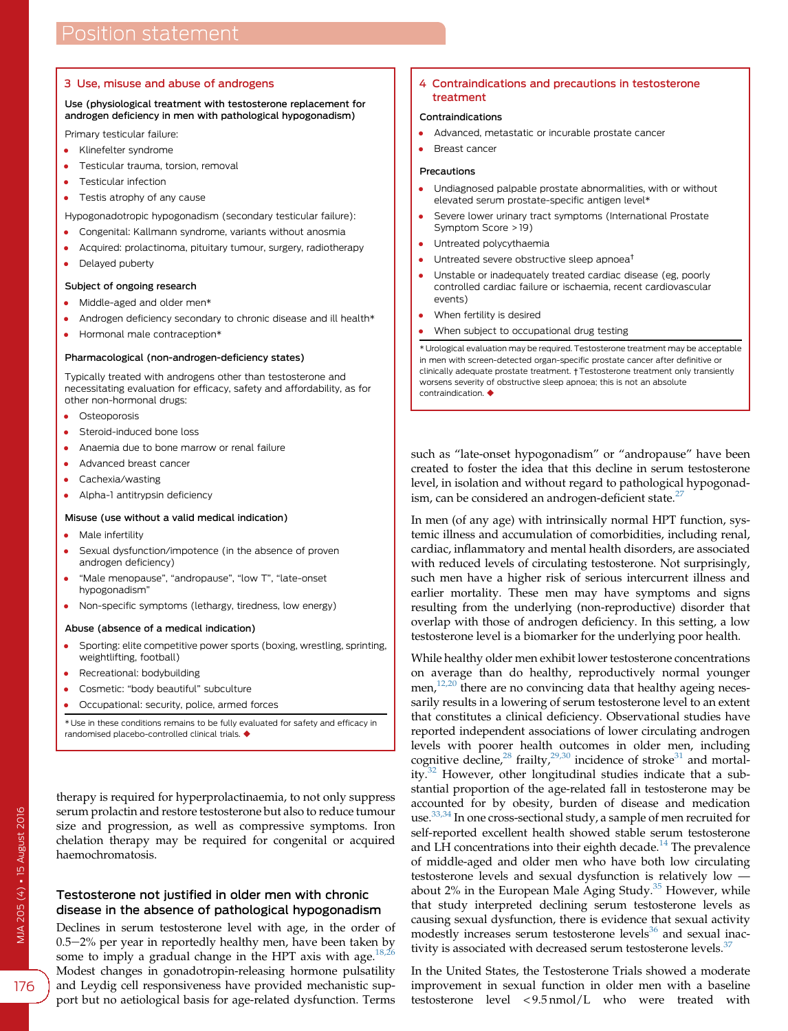## 3 Use, misuse and abuse of androgens

**Use (physiological treatment with testosterone replacement for androgen deficiency in men with pathological hypogonadism)**

Primary testicular failure:

- Klinefelter syndrome
- Testicular trauma, torsion, removal
- Testicular infection
- Testis atrophy of any cause

Hypogonadotropic hypogonadism (secondary testicular failure):

- Congenital: Kallmann syndrome, variants without anosmia
- Acquired: prolactinoma, pituitary tumour, surgery, radiotherapy
- Delayed puberty

**Subject of ongoing research**

- Middle-aged and older men*
- Androgen deficiency secondary to chronic disease and ill health*
- Hormonal male contraception*

**Pharmacological (non-androgen-deficiency states)**

Typically treated with androgens other than testosterone and necessitating evaluation for efficacy, safety and affordability, as for other non-hormonal drugs:

- Osteoporosis
- Steroid-induced bone loss
- Anaemia due to bone marrow or renal failure
- Advanced breast cancer
- Cachexia/wasting
- Alpha-1 antitrypsin deficiency

**Misuse (use without a valid medical indication)**

- Male infertility
- Sexual dysfunction/impotence (in the absence of proven androgen deficiency)
- "Male menopause", "andropause", "low T", "late-onset hypogonadism"
- Non-specific symptoms (lethargy, tiredness, low energy)

**Abuse (absence of a medical indication)**

- Sporting: elite competitive power sports (boxing, wrestling, sprinting, weightlifting, football)
- Recreational: bodybuilding
- Cosmetic: "body beautiful" subculture
- Occupational: security, police, armed forces

*Use in these conditions remains to be fully evaluated for safety and efficacy in randomised placebo-controlled clinical trials. ◆

## 4 Contraindications and precautions in testosterone treatment

**Contraindications**

- Advanced, metastatic or incurable prostate cancer
- Breast cancer

**Precautions**

- Undiagnosed palpable prostate abnormalities, with or without elevated serum prostate-specific antigen level*
- Severe lower urinary tract symptoms (International Prostate Symptom Score >19)
- Untreated polycythaemia
- Untreated severe obstructive sleep apnoea†
- Unstable or inadequately treated cardiac disease (eg, poorly controlled cardiac failure or ischaemia, recent cardiovascular events)
- When fertility is desired
- When subject to occupational drug testing

*Urological evaluation may be required. Testosterone treatment may be acceptable in men with screen-detected organ-specific prostate cancer after definitive or clinically adequate prostate treatment. †Testosterone treatment only transiently worsens severity of obstructive sleep apnoea; this is not an absolute contraindication. ◆

therapy is required for hyperprolactinaemia, to not only suppress serum prolactin and restore testosterone but also to reduce tumour size and progression, as well as compressive symptoms. Iron chelation therapy may be required for congenital or acquired haemochromatosis.

### Testosterone not justified in older men with chronic disease in the absence of pathological hypogonadism

Declines in serum testosterone level with age, in the order of 0.5–2% per year in reportedly healthy men, have been taken by some to imply a gradual change in the HPT axis with age.[18,26] Modest changes in gonadotropin-releasing hormone pulsatility and Leydig cell responsiveness have provided mechanistic support but no aetiological basis for age-related dysfunction. Terms such as "late-onset hypogonadism" or "andropause" have been created to foster the idea that this decline in serum testosterone level, in isolation and without regard to pathological hypogonadism, can be considered an androgen-deficient state.[27]

In men (of any age) with intrinsically normal HPT function, systemic illness and accumulation of comorbidities, including renal, cardiac, inflammatory and mental health disorders, are associated with reduced levels of circulating testosterone. Not surprisingly, such men have a higher risk of serious intercurrent illness and earlier mortality. These men may have symptoms and signs resulting from the underlying (non-reproductive) disorder that overlap with those of androgen deficiency. In this setting, a low testosterone level is a biomarker for the underlying poor health.

While healthy older men exhibit lower testosterone concentrations on average than do healthy, reproductively normal younger men,[12,20] there are no convincing data that healthy ageing necessarily results in a lowering of serum testosterone level to an extent that constitutes a clinical deficiency. Observational studies have reported independent associations of lower circulating androgen levels with poorer health outcomes in older men, including cognitive decline,[28] frailty,[29,30] incidence of stroke[31] and mortality.[32] However, other longitudinal studies indicate that a substantial proportion of the age-related fall in testosterone may be accounted for by obesity, burden of disease and medication use.[33,34] In one cross-sectional study, a sample of men recruited for self-reported excellent health showed stable serum testosterone and LH concentrations into their eighth decade.[14] The prevalence of middle-aged and older men who have both low circulating testosterone levels and sexual dysfunction is relatively low — about 2% in the European Male Aging Study.[35] However, while that study interpreted declining serum testosterone levels as causing sexual dysfunction, there is evidence that sexual activity modestly increases serum testosterone levels[36] and sexual inactivity is associated with decreased serum testosterone levels.[37]

In the United States, the Testosterone Trials showed a moderate improvement in sexual function in older men with a baseline testosterone level <9.5 nmol/L who were treated with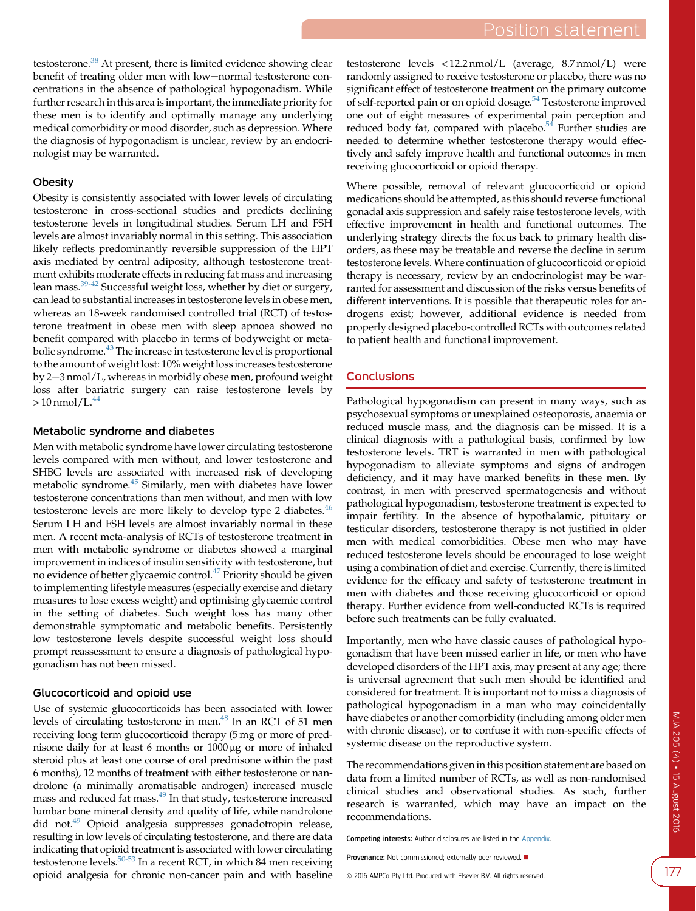testosterone.[38] At present, there is limited evidence showing clear benefit of treating older men with low−normal testosterone concentrations in the absence of pathological hypogonadism. While further research in this area is important, the immediate priority for these men is to identify and optimally manage any underlying medical comorbidity or mood disorder, such as depression. Where the diagnosis of hypogonadism is unclear, review by an endocrinologist may be warranted.

### Obesity

Obesity is consistently associated with lower levels of circulating testosterone in cross-sectional studies and predicts declining testosterone levels in longitudinal studies. Serum LH and FSH levels are almost invariably normal in this setting. This association likely reflects predominantly reversible suppression of the HPT axis mediated by central adiposity, although testosterone treatment exhibits moderate effects in reducing fat mass and increasing lean mass.[39-42] Successful weight loss, whether by diet or surgery, can lead to substantial increases in testosterone levels in obese men, whereas an 18-week randomised controlled trial (RCT) of testosterone treatment in obese men with sleep apnoea showed no benefit compared with placebo in terms of bodyweight or metabolic syndrome.[43] The increase in testosterone level is proportional to the amount of weight lost: 10% weight loss increases testosterone by 2−3 nmol/L, whereas in morbidly obese men, profound weight loss after bariatric surgery can raise testosterone levels by > 10 nmol/L.[44]

### Metabolic syndrome and diabetes

Men with metabolic syndrome have lower circulating testosterone levels compared with men without, and lower testosterone and SHBG levels are associated with increased risk of developing metabolic syndrome.[45] Similarly, men with diabetes have lower testosterone concentrations than men without, and men with low testosterone levels are more likely to develop type 2 diabetes.[46] Serum LH and FSH levels are almost invariably normal in these men. A recent meta-analysis of RCTs of testosterone treatment in men with metabolic syndrome or diabetes showed a marginal improvement in indices of insulin sensitivity with testosterone, but no evidence of better glycaemic control.[47] Priority should be given to implementing lifestyle measures (especially exercise and dietary measures to lose excess weight) and optimising glycaemic control in the setting of diabetes. Such weight loss has many other demonstrable symptomatic and metabolic benefits. Persistently low testosterone levels despite successful weight loss should prompt reassessment to ensure a diagnosis of pathological hypogonadism has not been missed.

### Glucocorticoid and opioid use

Use of systemic glucocorticoids has been associated with lower levels of circulating testosterone in men.[48] In an RCT of 51 men receiving long term glucocorticoid therapy (5 mg or more of prednisone daily for at least 6 months or 1000 μg or more of inhaled steroid plus at least one course of oral prednisone within the past 6 months), 12 months of treatment with either testosterone or nandrolone (a minimally aromatisable androgen) increased muscle mass and reduced fat mass.[49] In that study, testosterone increased lumbar bone mineral density and quality of life, while nandrolone did not.[49] Opioid analgesia suppresses gonadotropin release, resulting in low levels of circulating testosterone, and there are data indicating that opioid treatment is associated with lower circulating testosterone levels.[50-53] In a recent RCT, in which 84 men receiving opioid analgesia for chronic non-cancer pain and with baseline testosterone levels < 12.2 nmol/L (average, 8.7 nmol/L) were randomly assigned to receive testosterone or placebo, there was no significant effect of testosterone treatment on the primary outcome of self-reported pain or on opioid dosage.[54] Testosterone improved one out of eight measures of experimental pain perception and reduced body fat, compared with placebo.[54] Further studies are needed to determine whether testosterone therapy would effectively and safely improve health and functional outcomes in men receiving glucocorticoid or opioid therapy.

Where possible, removal of relevant glucocorticoid or opioid medications should be attempted, as this should reverse functional gonadal axis suppression and safely raise testosterone levels, with effective improvement in health and functional outcomes. The underlying strategy directs the focus back to primary health disorders, as these may be treatable and reverse the decline in serum testosterone levels. Where continuation of glucocorticoid or opioid therapy is necessary, review by an endocrinologist may be warranted for assessment and discussion of the risks versus benefits of different interventions. It is possible that therapeutic roles for androgens exist; however, additional evidence is needed from properly designed placebo-controlled RCTs with outcomes related to patient health and functional improvement.

## Conclusions

Pathological hypogonadism can present in many ways, such as psychosexual symptoms or unexplained osteoporosis, anaemia or reduced muscle mass, and the diagnosis can be missed. It is a clinical diagnosis with a pathological basis, confirmed by low testosterone levels. TRT is warranted in men with pathological hypogonadism to alleviate symptoms and signs of androgen deficiency, and it may have marked benefits in these men. By contrast, in men with preserved spermatogenesis and without pathological hypogonadism, testosterone treatment is expected to impair fertility. In the absence of hypothalamic, pituitary or testicular disorders, testosterone therapy is not justified in older men with medical comorbidities. Obese men who may have reduced testosterone levels should be encouraged to lose weight using a combination of diet and exercise. Currently, there is limited evidence for the efficacy and safety of testosterone treatment in men with diabetes and those receiving glucocorticoid or opioid therapy. Further evidence from well-conducted RCTs is required before such treatments can be fully evaluated.

Importantly, men who have classic causes of pathological hypogonadism that have been missed earlier in life, or men who have developed disorders of the HPT axis, may present at any age; there is universal agreement that such men should be identified and considered for treatment. It is important not to miss a diagnosis of pathological hypogonadism in a man who may coincidentally have diabetes or another comorbidity (including among older men with chronic disease), or to confuse it with non-specific effects of systemic disease on the reproductive system.

The recommendations given in this position statement are based on data from a limited number of RCTs, as well as non-randomised clinical studies and observational studies. As such, further research is warranted, which may have an impact on the recommendations.

**Competing interests:** Author disclosures are listed in the Appendix.

**Provenance:** Not commissioned; externally peer reviewed. ■

© 2016 AMPCo Pty Ltd. Produced with Elsevier B.V. All rights reserved.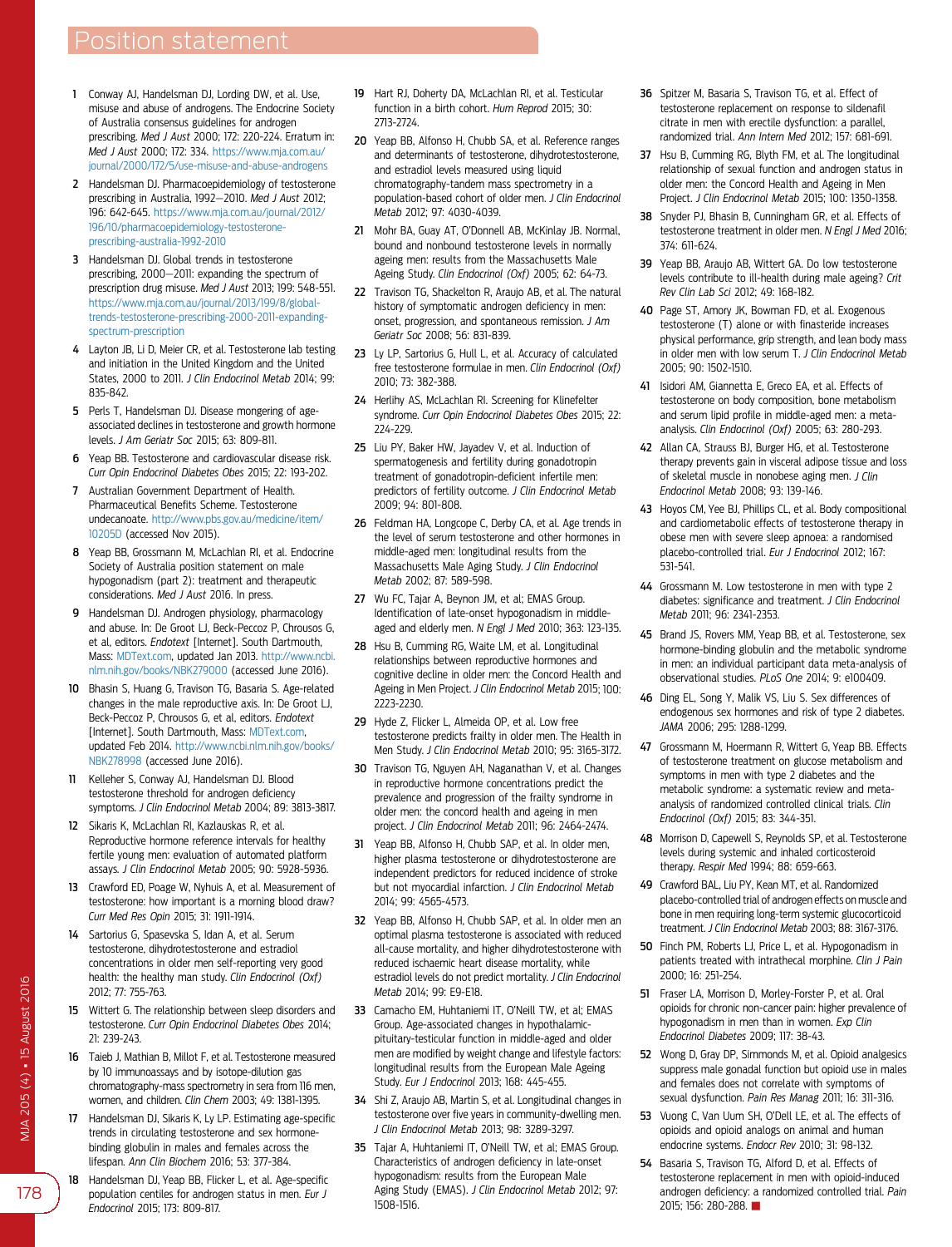1 Conway AJ, Handelsman DJ, Lording DW, et al. Use, misuse and abuse of androgens. The Endocrine Society of Australia consensus guidelines for androgen prescribing. *Med J Aust* 2000; 172: 220-224. Erratum in: *Med J Aust* 2000; 172: 334. https://www.mja.com.au/journal/2000/172/5/use-misuse-and-abuse-androgens

2 Handelsman DJ. Pharmacoepidemiology of testosterone prescribing in Australia, 1992–2010. *Med J Aust* 2012; 196: 642-645. https://www.mja.com.au/journal/2012/196/10/pharmacoepidemiology-testosterone-prescribing-australia-1992-2010

3 Handelsman DJ. Global trends in testosterone prescribing, 2000–2011: expanding the spectrum of prescription drug misuse. *Med J Aust* 2013; 199: 548-551. https://www.mja.com.au/journal/2013/199/8/global-trends-testosterone-prescribing-2000-2011-expanding-spectrum-prescription

4 Layton JB, Li D, Meier CR, et al. Testosterone lab testing and initiation in the United Kingdom and the United States, 2000 to 2011. *J Clin Endocrinol Metab* 2014; 99: 835-842.

5 Perls T, Handelsman DJ. Disease mongering of age-associated declines in testosterone and growth hormone levels. *J Am Geriatr Soc* 2015; 63: 809-811.

6 Yeap BB. Testosterone and cardiovascular disease risk. *Curr Opin Endocrinol Diabetes Obes* 2015; 22: 193-202.

7 Australian Government Department of Health. Pharmaceutical Benefits Scheme. Testosterone undecanoate. http://www.pbs.gov.au/medicine/item/10205D (accessed Nov 2015).

8 Yeap BB, Grossmann M, McLachlan RI, et al. Endocrine Society of Australia position statement on male hypogonadism (part 2): treatment and therapeutic considerations. *Med J Aust* 2016. In press.

9 Handelsman DJ. Androgen physiology, pharmacology and abuse. In: De Groot LJ, Beck-Peccoz P, Chrousos G, et al, editors. *Endotext* [Internet]. South Dartmouth, Mass: MDText.com, updated Jan 2013. http://www.ncbi.nlm.nih.gov/books/NBK279000 (accessed June 2016).

10 Bhasin S, Huang G, Travison TG, Basaria S. Age-related changes in the male reproductive axis. In: De Groot LJ, Beck-Peccoz P, Chrousos G, et al, editors. *Endotext* [Internet]. South Dartmouth, Mass: MDText.com, updated Feb 2014. http://www.ncbi.nlm.nih.gov/books/NBK278998 (accessed June 2016).

11 Kelleher S, Conway AJ, Handelsman DJ. Blood testosterone threshold for androgen deficiency symptoms. *J Clin Endocrinol Metab* 2004; 89: 3813-3817.

12 Sikaris K, McLachlan RI, Kazlauskas R, et al. Reproductive hormone reference intervals for healthy fertile young men: evaluation of automated platform assays. *J Clin Endocrinol Metab* 2005; 90: 5928-5936.

13 Crawford ED, Poage W, Nyhuis A, et al. Measurement of testosterone: how important is a morning blood draw? *Curr Med Res Opin* 2015; 31: 1911-1914.

14 Sartorius G, Spasevska S, Idan A, et al. Serum testosterone, dihydrotestosterone and estradiol concentrations in older men self-reporting very good health: the healthy man study. *Clin Endocrinol (Oxf)* 2012; 77: 755-763.

15 Wittert G. The relationship between sleep disorders and testosterone. *Curr Opin Endocrinol Diabetes Obes* 2014; 21: 239-243.

16 Taieb J, Mathian B, Millot F, et al. Testosterone measured by 10 immunoassays and by isotope-dilution gas chromatography-mass spectrometry in sera from 116 men, women, and children. *Clin Chem* 2003; 49: 1381-1395.

17 Handelsman DJ, Sikaris K, Ly LP. Estimating age-specific trends in circulating testosterone and sex hormone-binding globulin in males and females across the lifespan. *Ann Clin Biochem* 2016; 53: 377-384.

18 Handelsman DJ, Yeap BB, Flicker L, et al. Age-specific population centiles for androgen status in men. *Eur J Endocrinol* 2015; 173: 809-817.

19 Hart RJ, Doherty DA, McLachlan RI, et al. Testicular function in a birth cohort. *Hum Reprod* 2015; 30: 2713-2724.

20 Yeap BB, Alfonso H, Chubb SA, et al. Reference ranges and determinants of testosterone, dihydrotestosterone, and estradiol levels measured using liquid chromatography-tandem mass spectrometry in a population-based cohort of older men. *J Clin Endocrinol Metab* 2012; 97: 4030-4039.

21 Mohr BA, Guay AT, O'Donnell AB, McKinlay JB. Normal, bound and nonbound testosterone levels in normally ageing men: results from the Massachusetts Male Ageing Study. *Clin Endocrinol (Oxf)* 2005; 62: 64-73.

22 Travison TG, Shackelton R, Araujo AB, et al. The natural history of symptomatic androgen deficiency in men: onset, progression, and spontaneous remission. *J Am Geriatr Soc* 2008; 56: 831-839.

23 Ly LP, Sartorius G, Hull L, et al. Accuracy of calculated free testosterone formulae in men. *Clin Endocrinol (Oxf)* 2010; 73: 382-388.

24 Herlihy AS, McLachlan RI. Screening for Klinefelter syndrome. *Curr Opin Endocrinol Diabetes Obes* 2015; 22: 224-229.

25 Liu PY, Baker HW, Jayadev V, et al. Induction of spermatogenesis and fertility during gonadotropin treatment of gonadotropin-deficient infertile men: predictors of fertility outcome. *J Clin Endocrinol Metab* 2009; 94: 801-808.

26 Feldman HA, Longcope C, Derby CA, et al. Age trends in the level of serum testosterone and other hormones in middle-aged men: longitudinal results from the Massachusetts Male Aging Study. *J Clin Endocrinol Metab* 2002; 87: 589-598.

27 Wu FC, Tajar A, Beynon JM, et al; EMAS Group. Identification of late-onset hypogonadism in middle-aged and elderly men. *N Engl J Med* 2010; 363: 123-135.

28 Hsu B, Cumming RG, Waite LM, et al. Longitudinal relationships between reproductive hormones and cognitive decline in older men: the Concord Health and Ageing in Men Project. *J Clin Endocrinol Metab* 2015; 100: 2223-2230.

29 Hyde Z, Flicker L, Almeida OP, et al. Low free testosterone predicts frailty in older men. The Health in Men Study. *J Clin Endocrinol Metab* 2010; 95: 3165-3172.

30 Travison TG, Nguyen AH, Naganathan V, et al. Changes in reproductive hormone concentrations predict the prevalence and progression of the frailty syndrome in older men: the concord health and ageing in men project. *J Clin Endocrinol Metab* 2011; 96: 2464-2474.

31 Yeap BB, Alfonso H, Chubb SAP, et al. In older men, higher plasma testosterone or dihydrotestosterone are independent predictors for reduced incidence of stroke but not myocardial infarction. *J Clin Endocrinol Metab* 2014; 99: 4565-4573.

32 Yeap BB, Alfonso H, Chubb SAP, et al. In older men an optimal plasma testosterone is associated with reduced all-cause mortality, and higher dihydrotestosterone with reduced ischaemic heart disease mortality, while estradiol levels do not predict mortality. *J Clin Endocrinol Metab* 2014; 99: E9-E18.

33 Camacho EM, Huhtaniemi IT, O'Neill TW, et al; EMAS Group. Age-associated changes in hypothalamic-pituitary-testicular function in middle-aged and older men are modified by weight change and lifestyle factors: longitudinal results from the European Male Ageing Study. *Eur J Endocrinol* 2013; 168: 445-455.

34 Shi Z, Araujo AB, Martin S, et al. Longitudinal changes in testosterone over five years in community-dwelling men. *J Clin Endocrinol Metab* 2013; 98: 3289-3297.

35 Tajar A, Huhtaniemi IT, O'Neill TW, et al; EMAS Group. Characteristics of androgen deficiency in late-onset hypogonadism: results from the European Male Aging Study (EMAS). *J Clin Endocrinol Metab* 2012; 97: 1508-1516.

36 Spitzer M, Basaria S, Travison TG, et al. Effect of testosterone replacement on response to sildenafil citrate in men with erectile dysfunction: a parallel, randomized trial. *Ann Intern Med* 2012; 157: 681-691.

37 Hsu B, Cumming RG, Blyth FM, et al. The longitudinal relationship of sexual function and androgen status in older men: the Concord Health and Ageing in Men Project. *J Clin Endocrinol Metab* 2015; 100: 1350-1358.

38 Snyder PJ, Bhasin B, Cunningham GR, et al. Effects of testosterone treatment in older men. *N Engl J Med* 2016; 374: 611-624.

39 Yeap BB, Araujo AB, Wittert GA. Do low testosterone levels contribute to ill-health during male ageing? *Crit Rev Clin Lab Sci* 2012; 49: 168-182.

40 Page ST, Amory JK, Bowman FD, et al. Exogenous testosterone (T) alone or with finasteride increases physical performance, grip strength, and lean body mass in older men with low serum T. *J Clin Endocrinol Metab* 2005; 90: 1502-1510.

41 Isidori AM, Giannetta E, Greco EA, et al. Effects of testosterone on body composition, bone metabolism and serum lipid profile in middle-aged men: a meta-analysis. *Clin Endocrinol (Oxf)* 2005; 63: 280-293.

42 Allan CA, Strauss BJ, Burger HG, et al. Testosterone therapy prevents gain in visceral adipose tissue and loss of skeletal muscle in nonobese aging men. *J Clin Endocrinol Metab* 2008; 93: 139-146.

43 Hoyos CM, Yee BJ, Phillips CL, et al. Body compositional and cardiometabolic effects of testosterone therapy in obese men with severe sleep apnoea: a randomised placebo-controlled trial. *Eur J Endocrinol* 2012; 167: 531-541.

44 Grossmann M. Low testosterone in men with type 2 diabetes: significance and treatment. *J Clin Endocrinol Metab* 2011; 96: 2341-2353.

45 Brand JS, Rovers MM, Yeap BB, et al. Testosterone, sex hormone-binding globulin and the metabolic syndrome in men: an individual participant data meta-analysis of observational studies. *PLoS One* 2014; 9: e100409.

46 Ding EL, Song Y, Malik VS, Liu S. Sex differences of endogenous sex hormones and risk of type 2 diabetes. *JAMA* 2006; 295: 1288-1299.

47 Grossmann M, Hoermann R, Wittert G, Yeap BB. Effects of testosterone treatment on glucose metabolism and symptoms in men with type 2 diabetes and the metabolic syndrome: a systematic review and meta-analysis of randomized controlled clinical trials. *Clin Endocrinol (Oxf)* 2015; 83: 344-351.

48 Morrison D, Capewell S, Reynolds SP, et al. Testosterone levels during systemic and inhaled corticosteroid therapy. *Respir Med* 1994; 88: 659-663.

49 Crawford BAL, Liu PY, Kean MT, et al. Randomized placebo-controlled trial of androgen effects on muscle and bone in men requiring long-term systemic glucocorticoid treatment. *J Clin Endocrinol Metab* 2003; 88: 3167-3176.

50 Finch PM, Roberts LJ, Price L, et al. Hypogonadism in patients treated with intrathecal morphine. *Clin J Pain* 2000; 16: 251-254.

51 Fraser LA, Morrison D, Morley-Forster P, et al. Oral opioids for chronic non-cancer pain: higher prevalence of hypogonadism in men than in women. *Exp Clin Endocrinol Diabetes* 2009; 117: 38-43.

52 Wong D, Gray DP, Simmonds M, et al. Opioid analgesics suppress male gonadal function but opioid use in males and females does not correlate with symptoms of sexual dysfunction. *Pain Res Manag* 2011; 16: 311-316.

53 Vuong C, Van Uum SH, O'Dell LE, et al. The effects of opioids and opioid analogs on animal and human endocrine systems. *Endocr Rev* 2010; 31: 98-132.

54 Basaria S, Travison TG, Alford D, et al. Effects of testosterone replacement in men with opioid-induced androgen deficiency: a randomized controlled trial. *Pain* 2015; 156: 280-288. ■